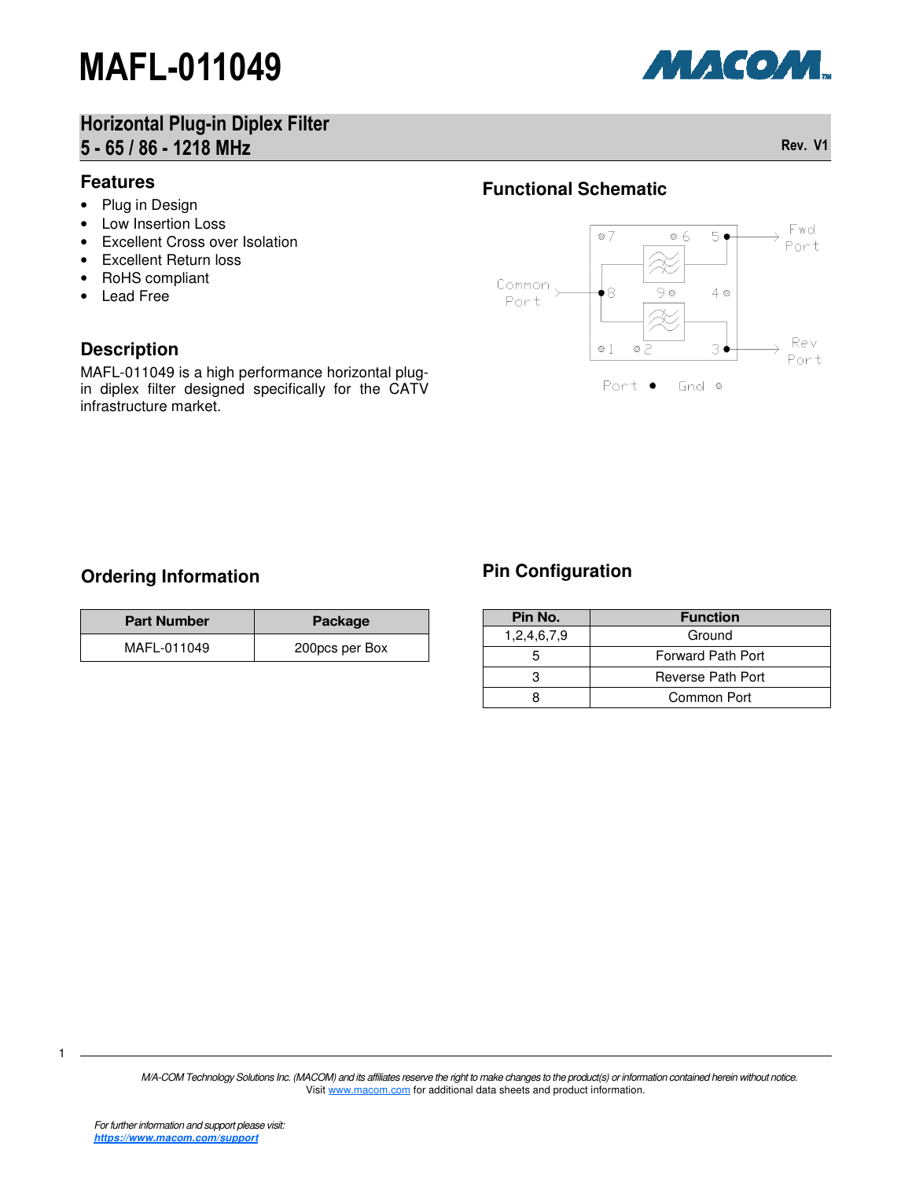# MAFL-011049

## Horizontal Plug-in Diplex Filter
## 5 - 65 / 86 - 1218 MHz

Rev. V1

## Features

- Plug in Design
- Low Insertion Loss
- Excellent Cross over Isolation
- Excellent Return loss
- RoHS compliant
- Lead Free

## Description

MAFL-011049 is a high performance horizontal plug-in diplex filter designed specifically for the CATV infrastructure market.

## Functional Schematic

Fwd Port
Common Port
Rev Port
7 6 5
8 9 4
1 2 3
Port ● Gnd ⌀

## Ordering Information

| Part Number | Package |
|---|---|
| MAFL-011049 | 200pcs per Box |

## Pin Configuration

| Pin No. | Function |
|---|---|
| 1,2,4,6,7,9 | Ground |
| 5 | Forward Path Port |
| 3 | Reverse Path Port |
| 8 | Common Port |

*M/A-COM Technology Solutions Inc. (MACOM) and its affiliates reserve the right to make changes to the product(s) or information contained herein without notice.*
Visit www.macom.com for additional data sheets and product information.

*For further information and support please visit:*
***https://www.macom.com/support***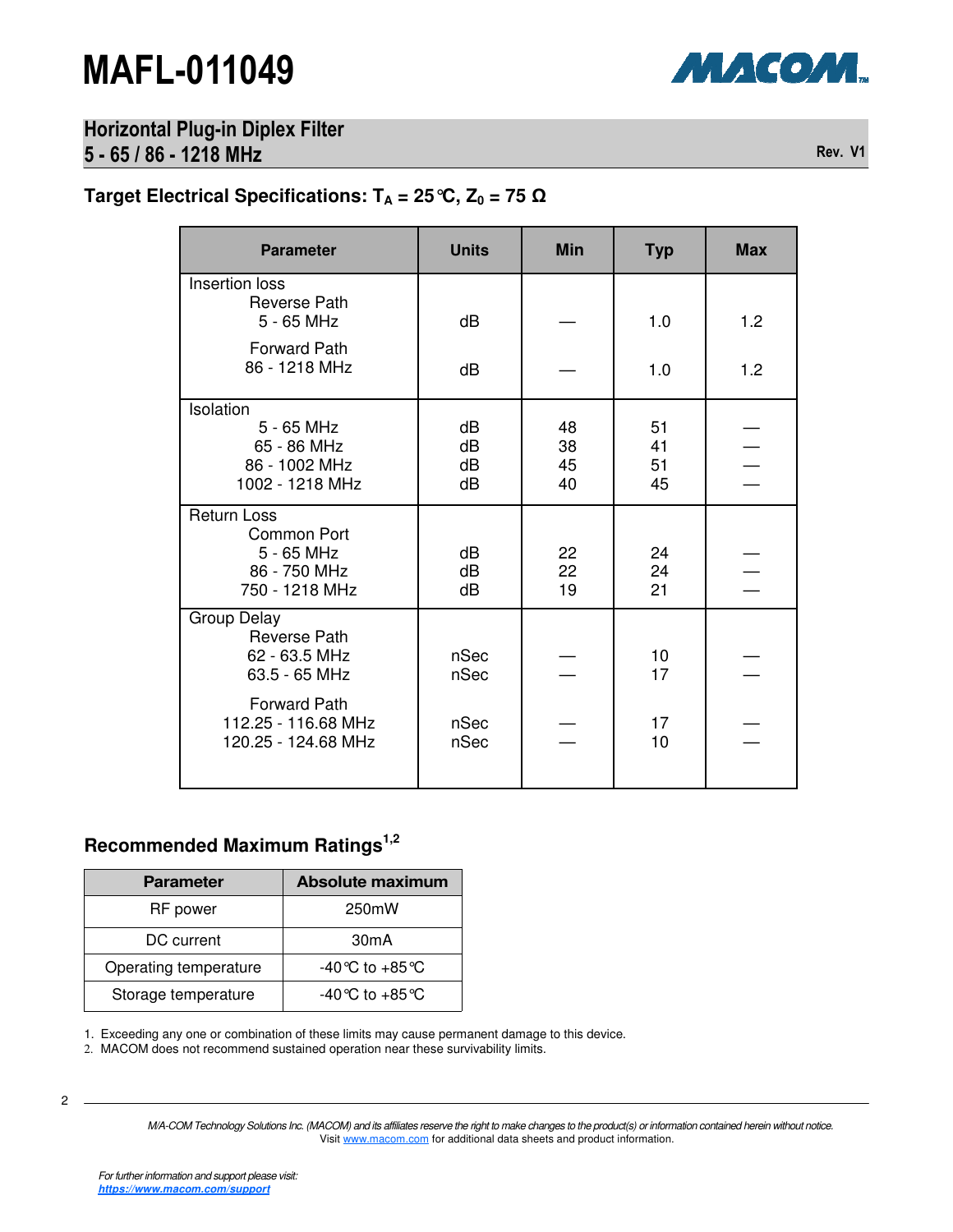# MAFL-011049

## Horizontal Plug-in Diplex Filter
## 5 - 65 / 86 - 1218 MHz

Rev. V1

### Target Electrical Specifications: $T_A$ = 25°C, $Z_0$ = 75 Ω

| Parameter | Units | Min | Typ | Max |
|---|---|---|---|---|
| Insertion loss | | | | |
| Reverse Path 5 - 65 MHz | dB | — | 1.0 | 1.2 |
| Forward Path 86 - 1218 MHz | dB | — | 1.0 | 1.2 |
| Isolation | | | | |
| 5 - 65 MHz | dB | 48 | 51 | — |
| 65 - 86 MHz | dB | 38 | 41 | — |
| 86 - 1002 MHz | dB | 45 | 51 | — |
| 1002 - 1218 MHz | dB | 40 | 45 | — |
| Return Loss | | | | |
| Common Port 5 - 65 MHz | dB | 22 | 24 | — |
| 86 - 750 MHz | dB | 22 | 24 | — |
| 750 - 1218 MHz | dB | 19 | 21 | — |
| Group Delay | | | | |
| Reverse Path 62 - 63.5 MHz | nSec | — | 10 | — |
| 63.5 - 65 MHz | nSec | — | 17 | — |
| Forward Path 112.25 - 116.68 MHz | nSec | — | 17 | — |
| 120.25 - 124.68 MHz | nSec | — | 10 | — |

### Recommended Maximum Ratings[1,2]

| Parameter | Absolute maximum |
|---|---|
| RF power | 250mW |
| DC current | 30mA |
| Operating temperature | -40°C to +85°C |
| Storage temperature | -40°C to +85°C |

1. Exceeding any one or combination of these limits may cause permanent damage to this device.
2. MACOM does not recommend sustained operation near these survivability limits.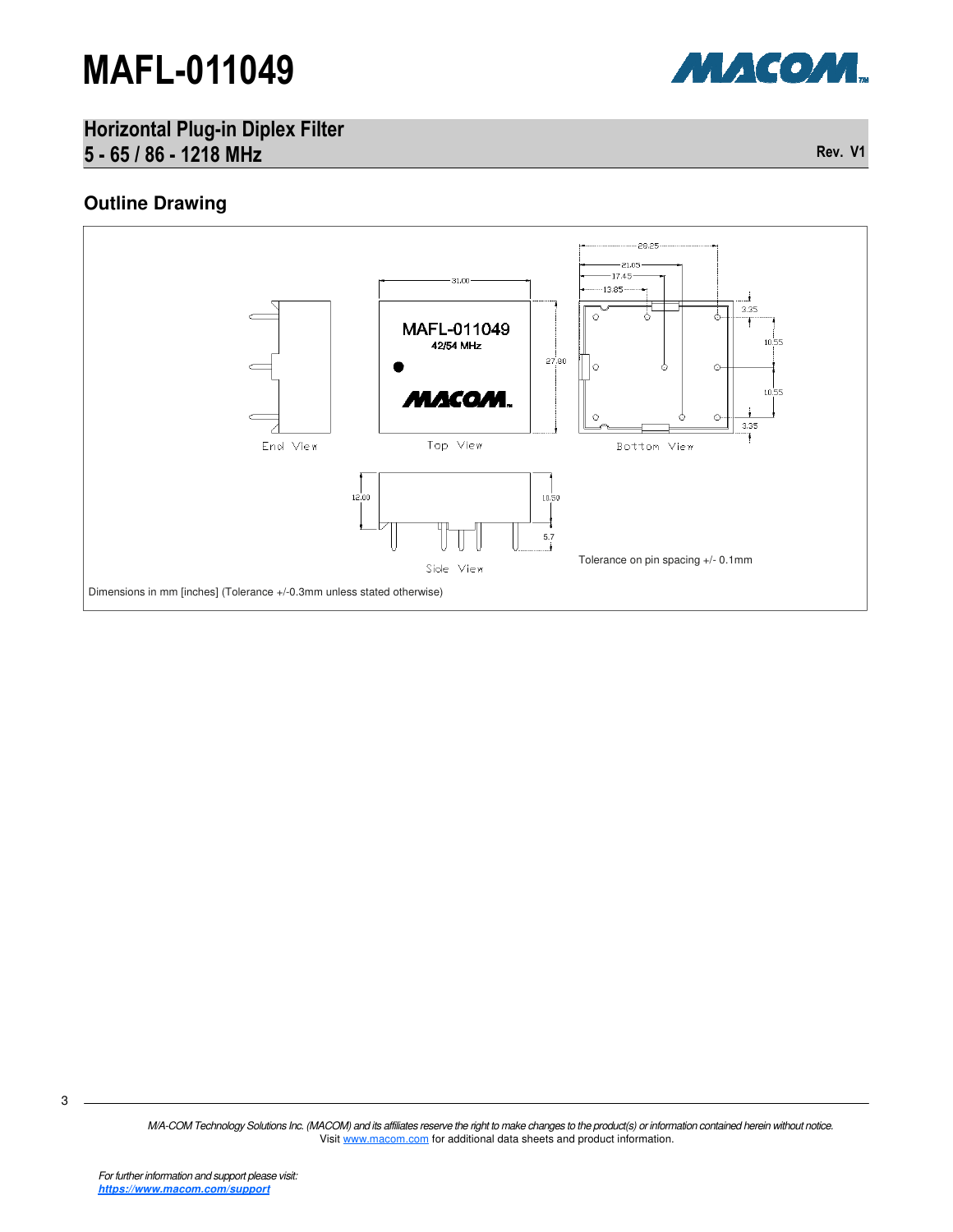# MAFL-011049

## Horizontal Plug-in Diplex Filter
## 5 - 65 / 86 - 1218 MHz

Rev. V1

### Outline Drawing

End View

Top View

MAFL-011049
42/54 MHz

MACOM

31.00

27.80

Bottom View

28.25
21.05
17.45
13.85

3.35
10.55
10.55
3.35

Side View

12.00
10.50
5.7

Tolerance on pin spacing +/- 0.1mm

Dimensions in mm [inches] (Tolerance +/-0.3mm unless stated otherwise)

*M/A-COM Technology Solutions Inc. (MACOM) and its affiliates reserve the right to make changes to the product(s) or information contained herein without notice.*
Visit www.macom.com for additional data sheets and product information.

*For further information and support please visit:*
***https://www.macom.com/support***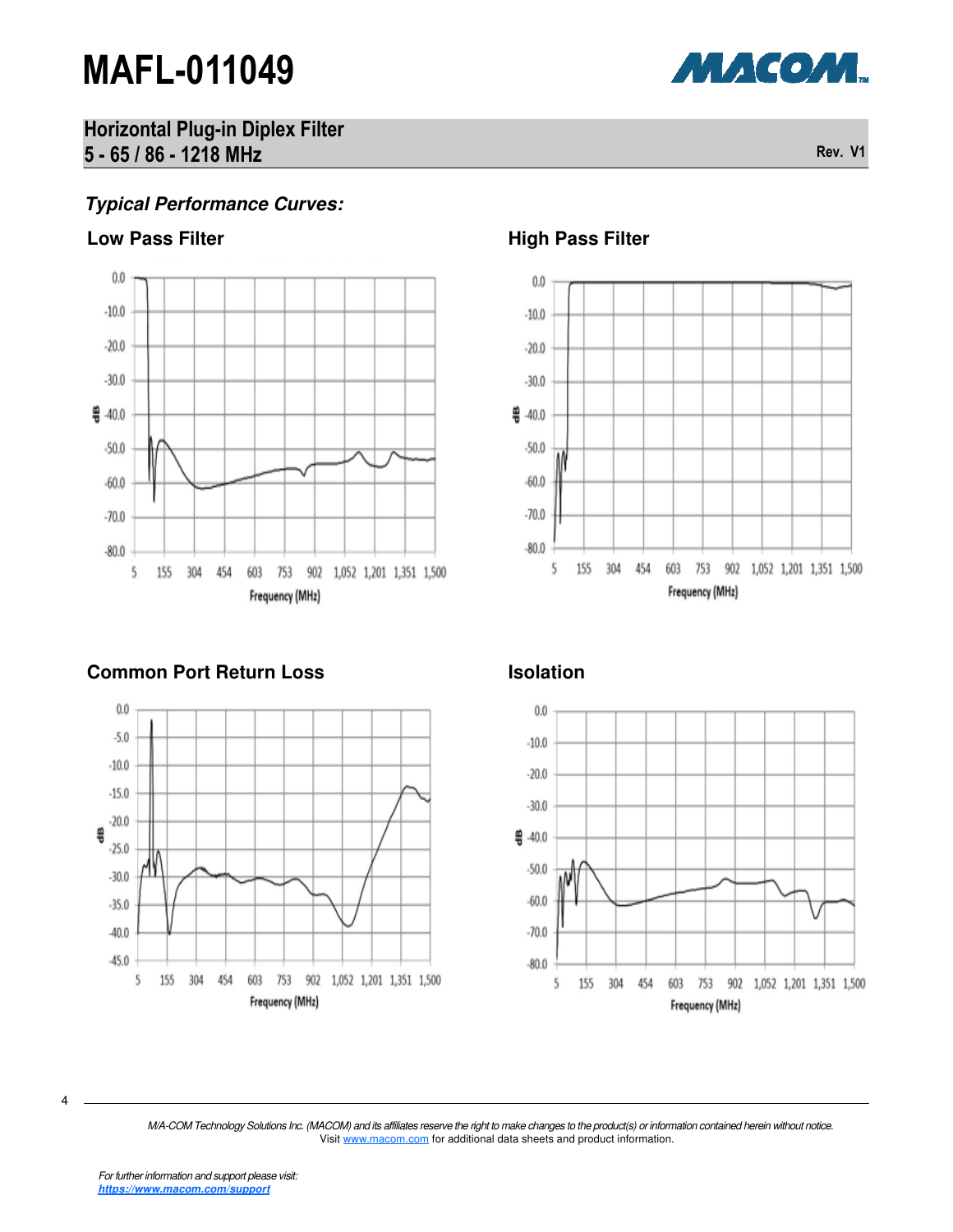# MAFL-011049

## Horizontal Plug-in Diplex Filter
## 5 - 65 / 86 - 1218 MHz

Rev. V1

### *Typical Performance Curves:*

**Low Pass Filter**

0.0
-10.0
-20.0
-30.0
-40.0
-50.0
-60.0
-70.0
-80.0
dB
5 155 304 454 603 753 902 1,052 1,201 1,351 1,500
Frequency (MHz)

**High Pass Filter**

0.0
-10.0
-20.0
-30.0
-40.0
-50.0
-60.0
-70.0
-80.0
dB
5 155 304 454 603 753 902 1,052 1,201 1,351 1,500
Frequency (MHz)

**Common Port Return Loss**

0.0
-5.0
-10.0
-15.0
-20.0
-25.0
-30.0
-35.0
-40.0
-45.0
dB
5 155 304 454 603 753 902 1,052 1,201 1,351 1,500
Frequency (MHz)

**Isolation**

0.0
-10.0
-20.0
-30.0
-40.0
-50.0
-60.0
-70.0
-80.0
dB
5 155 304 454 603 753 902 1,052 1,201 1,351 1,500
Frequency (MHz)

*M/A-COM Technology Solutions Inc. (MACOM) and its affiliates reserve the right to make changes to the product(s) or information contained herein without notice.*
Visit www.macom.com for additional data sheets and product information.

*For further information and support please visit:*
***https://www.macom.com/support***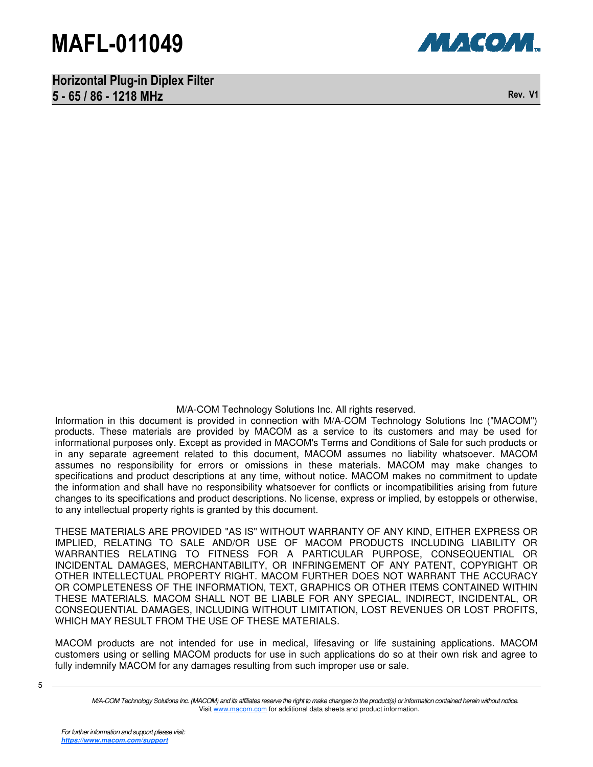M/A-COM Technology Solutions Inc. All rights reserved.

Information in this document is provided in connection with M/A-COM Technology Solutions Inc ("MACOM") products. These materials are provided by MACOM as a service to its customers and may be used for informational purposes only. Except as provided in MACOM's Terms and Conditions of Sale for such products or in any separate agreement related to this document, MACOM assumes no liability whatsoever. MACOM assumes no responsibility for errors or omissions in these materials. MACOM may make changes to specifications and product descriptions at any time, without notice. MACOM makes no commitment to update the information and shall have no responsibility whatsoever for conflicts or incompatibilities arising from future changes to its specifications and product descriptions. No license, express or implied, by estoppels or otherwise, to any intellectual property rights is granted by this document.

THESE MATERIALS ARE PROVIDED "AS IS" WITHOUT WARRANTY OF ANY KIND, EITHER EXPRESS OR IMPLIED, RELATING TO SALE AND/OR USE OF MACOM PRODUCTS INCLUDING LIABILITY OR WARRANTIES RELATING TO FITNESS FOR A PARTICULAR PURPOSE, CONSEQUENTIAL OR INCIDENTAL DAMAGES, MERCHANTABILITY, OR INFRINGEMENT OF ANY PATENT, COPYRIGHT OR OTHER INTELLECTUAL PROPERTY RIGHT. MACOM FURTHER DOES NOT WARRANT THE ACCURACY OR COMPLETENESS OF THE INFORMATION, TEXT, GRAPHICS OR OTHER ITEMS CONTAINED WITHIN THESE MATERIALS. MACOM SHALL NOT BE LIABLE FOR ANY SPECIAL, INDIRECT, INCIDENTAL, OR CONSEQUENTIAL DAMAGES, INCLUDING WITHOUT LIMITATION, LOST REVENUES OR LOST PROFITS, WHICH MAY RESULT FROM THE USE OF THESE MATERIALS.

MACOM products are not intended for use in medical, lifesaving or life sustaining applications. MACOM customers using or selling MACOM products for use in such applications do so at their own risk and agree to fully indemnify MACOM for any damages resulting from such improper use or sale.